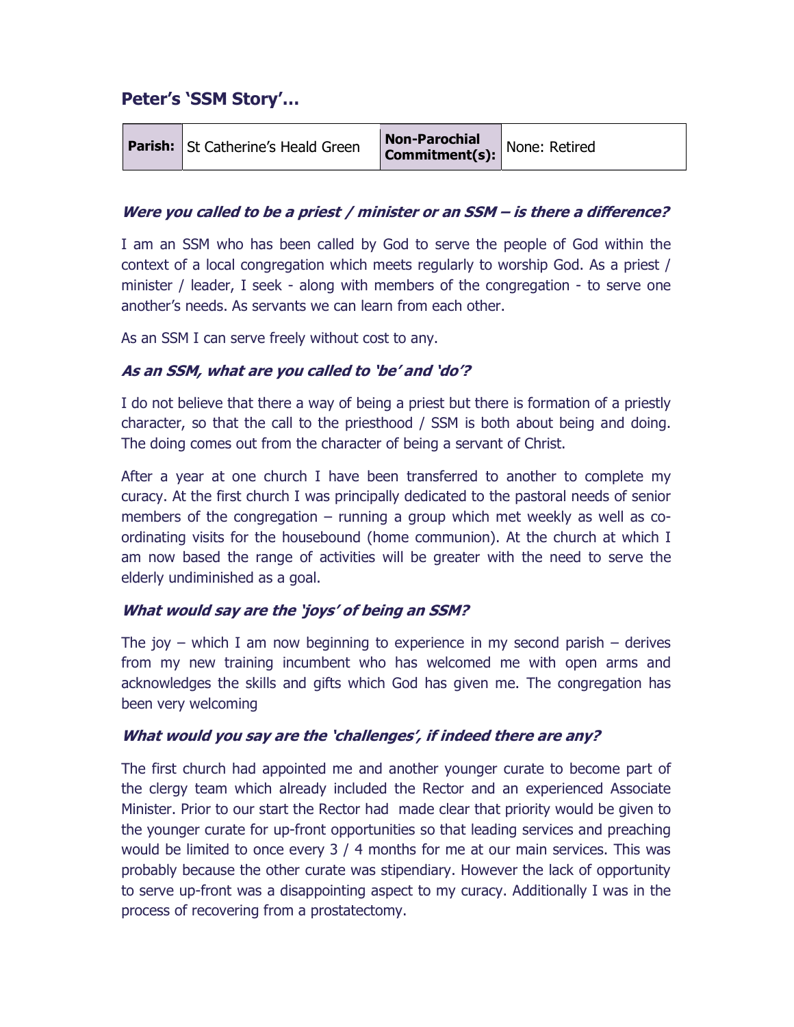## Peter's 'SSM Story'…

| **Parish:** | St Catherine's Heald Green | **Non-Parochial Commitment(s):** | None: Retired |
|---|---|---|---|

### *Were you called to be a priest / minister or an SSM – is there a difference?*

I am an SSM who has been called by God to serve the people of God within the context of a local congregation which meets regularly to worship God. As a priest / minister / leader, I seek - along with members of the congregation - to serve one another's needs. As servants we can learn from each other.

As an SSM I can serve freely without cost to any.

### *As an SSM, what are you called to 'be' and 'do'?*

I do not believe that there a way of being a priest but there is formation of a priestly character, so that the call to the priesthood / SSM is both about being and doing. The doing comes out from the character of being a servant of Christ.

After a year at one church I have been transferred to another to complete my curacy. At the first church I was principally dedicated to the pastoral needs of senior members of the congregation – running a group which met weekly as well as co-ordinating visits for the housebound (home communion). At the church at which I am now based the range of activities will be greater with the need to serve the elderly undiminished as a goal.

### *What would say are the 'joys' of being an SSM?*

The joy – which I am now beginning to experience in my second parish – derives from my new training incumbent who has welcomed me with open arms and acknowledges the skills and gifts which God has given me. The congregation has been very welcoming

### *What would you say are the 'challenges', if indeed there are any?*

The first church had appointed me and another younger curate to become part of the clergy team which already included the Rector and an experienced Associate Minister. Prior to our start the Rector had made clear that priority would be given to the younger curate for up-front opportunities so that leading services and preaching would be limited to once every 3 / 4 months for me at our main services. This was probably because the other curate was stipendiary. However the lack of opportunity to serve up-front was a disappointing aspect to my curacy. Additionally I was in the process of recovering from a prostatectomy.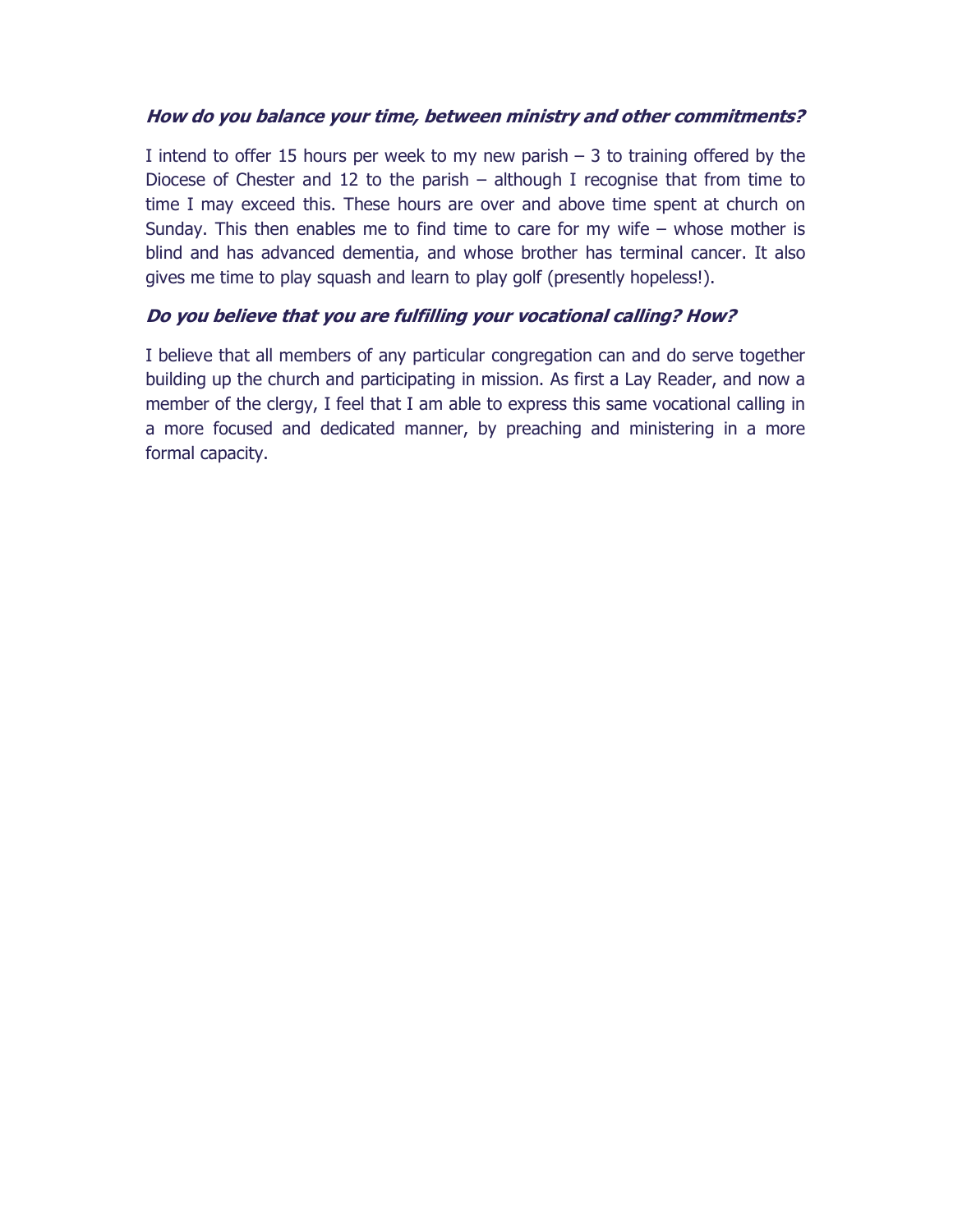***How do you balance your time, between ministry and other commitments?***

I intend to offer 15 hours per week to my new parish – 3 to training offered by the Diocese of Chester and 12 to the parish – although I recognise that from time to time I may exceed this. These hours are over and above time spent at church on Sunday. This then enables me to find time to care for my wife – whose mother is blind and has advanced dementia, and whose brother has terminal cancer. It also gives me time to play squash and learn to play golf (presently hopeless!).

***Do you believe that you are fulfilling your vocational calling? How?***

I believe that all members of any particular congregation can and do serve together building up the church and participating in mission. As first a Lay Reader, and now a member of the clergy, I feel that I am able to express this same vocational calling in a more focused and dedicated manner, by preaching and ministering in a more formal capacity.